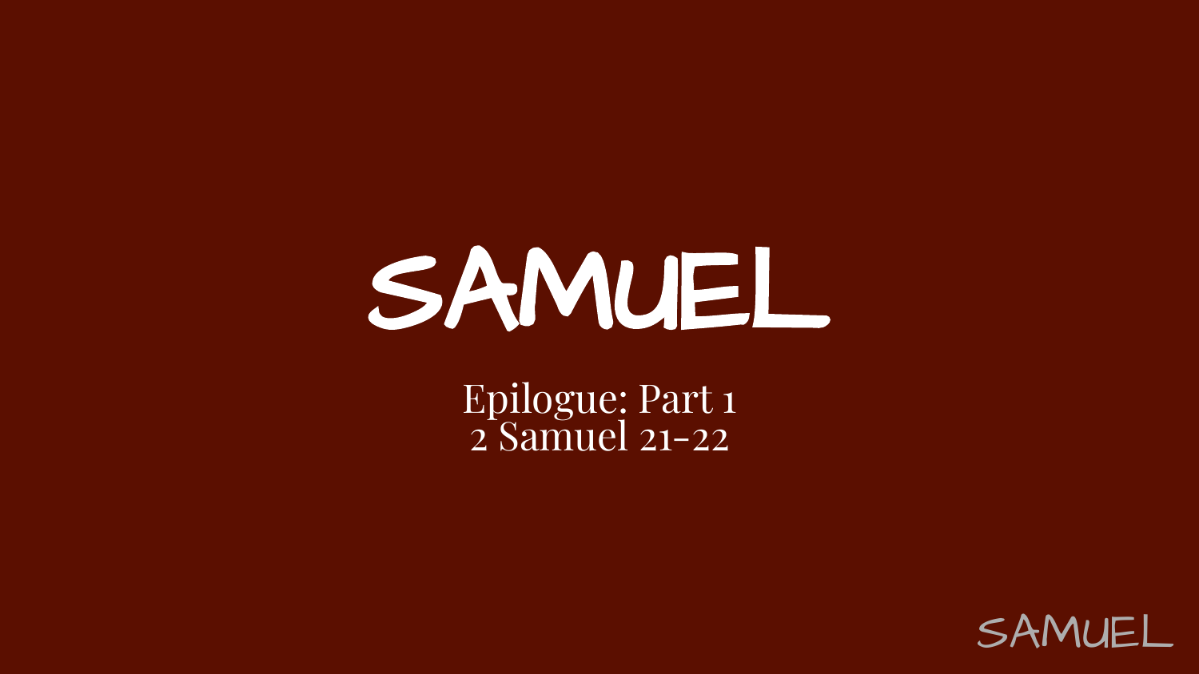# SAMUEL

Epilogue: Part 1
2 Samuel 21-22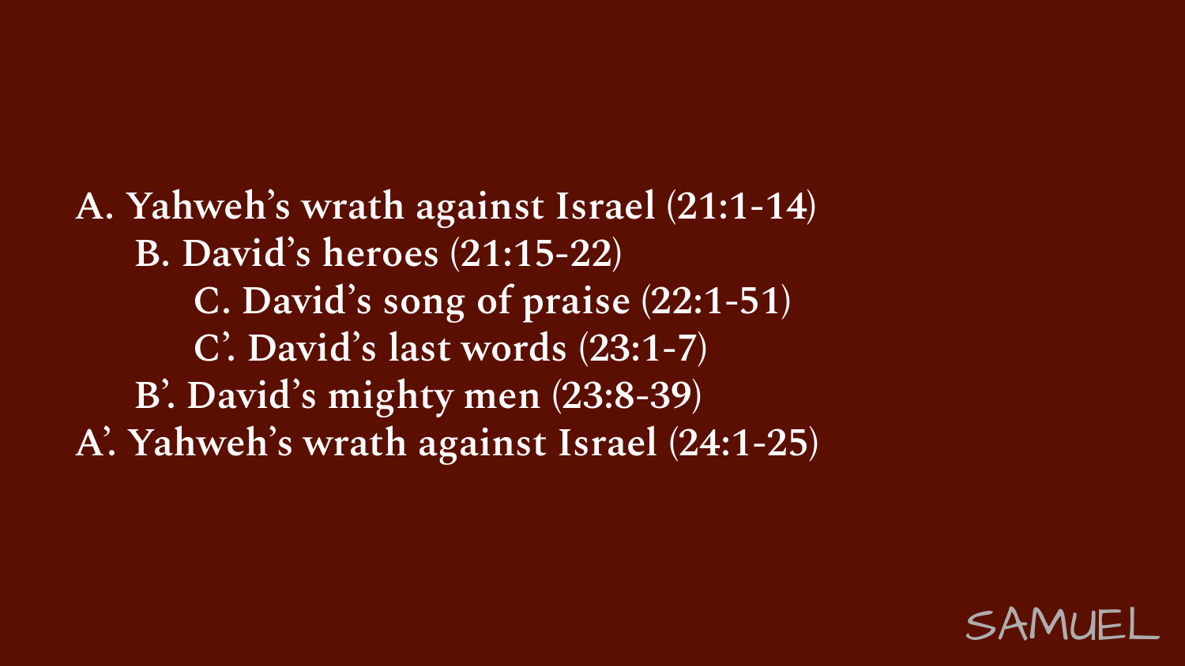**A. Yahweh's wrath against Israel (21:1-14)**

- **B. David's heroes (21:15-22)**
  - **C. David's song of praise (22:1-51)**
  - **C'. David's last words (23:1-7)**
- **B'. David's mighty men (23:8-39)**

**A'. Yahweh's wrath against Israel (24:1-25)**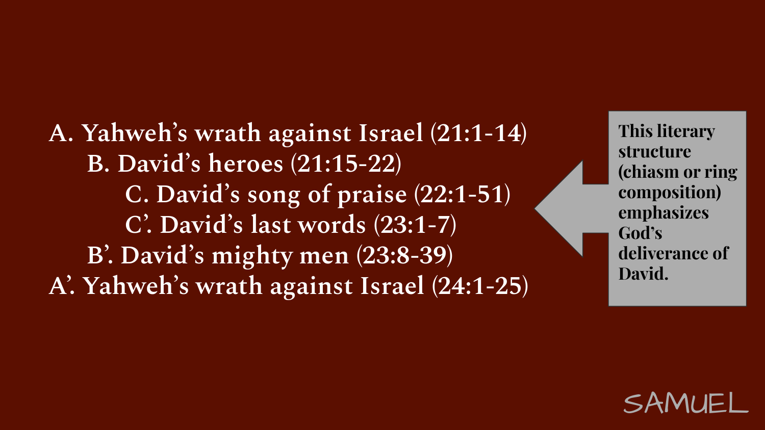A. Yahweh’s wrath against Israel (21:1-14)

- B. David’s heroes (21:15-22)
  - C. David’s song of praise (22:1-51)
  - C’. David’s last words (23:1-7)
- B’. David’s mighty men (23:8-39)

A’. Yahweh’s wrath against Israel (24:1-25)

**This literary structure (chiasm or ring composition) emphasizes God’s deliverance of David.**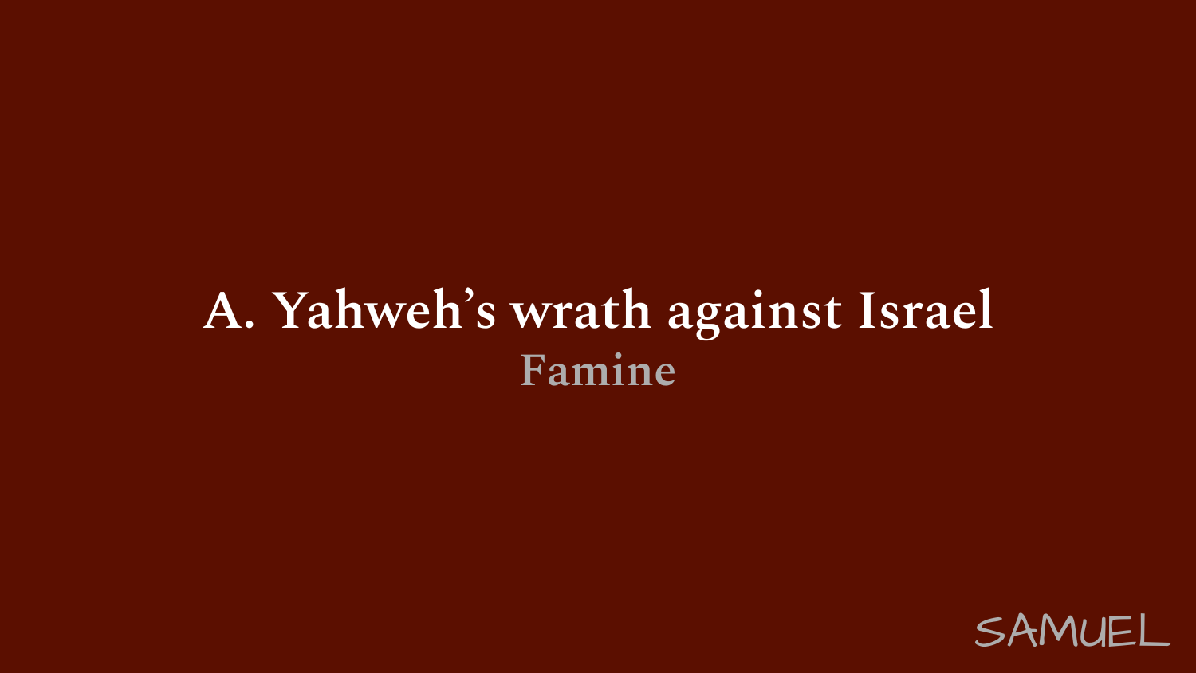# A. Yahweh’s wrath against Israel

## Famine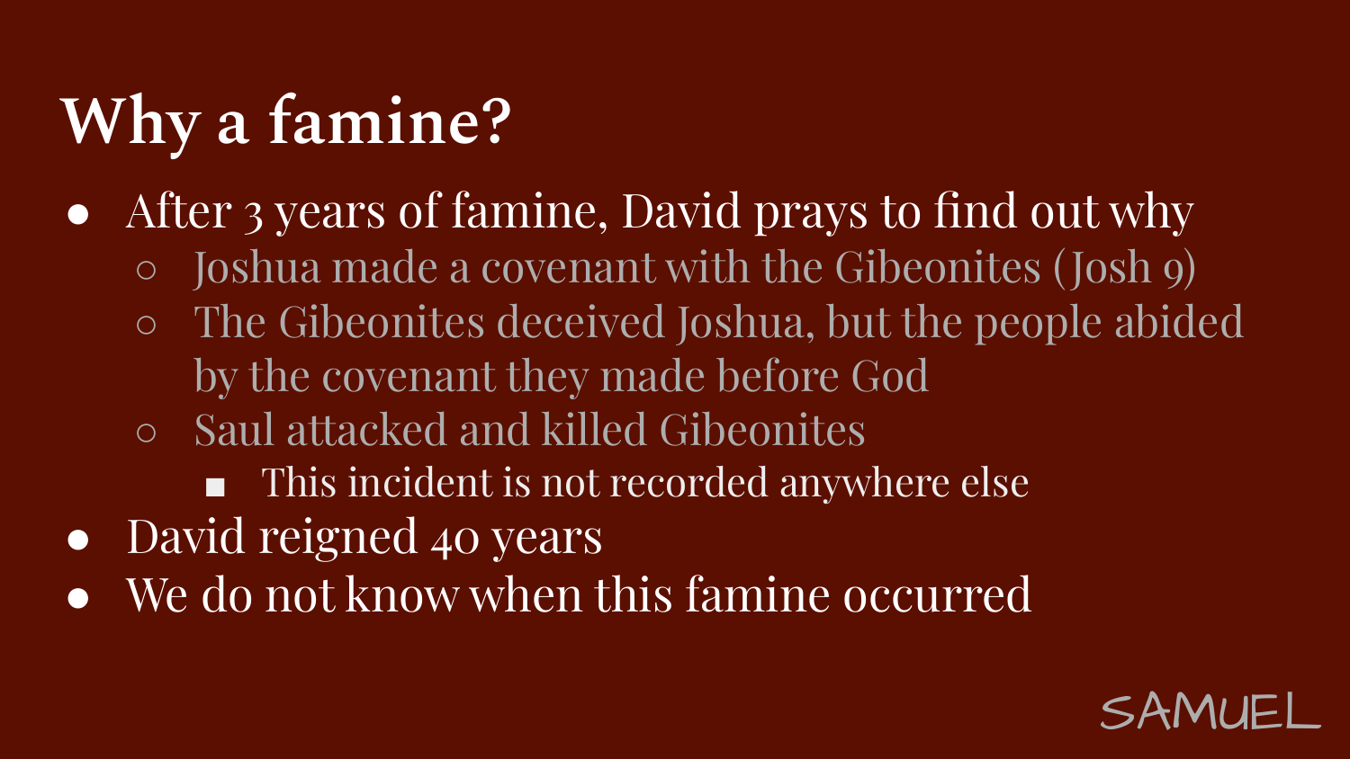# Why a famine?

- After 3 years of famine, David prays to find out why
  - Joshua made a covenant with the Gibeonites (Josh 9)
  - The Gibeonites deceived Joshua, but the people abided by the covenant they made before God
  - Saul attacked and killed Gibeonites
    - This incident is not recorded anywhere else
- David reigned 40 years
- We do not know when this famine occurred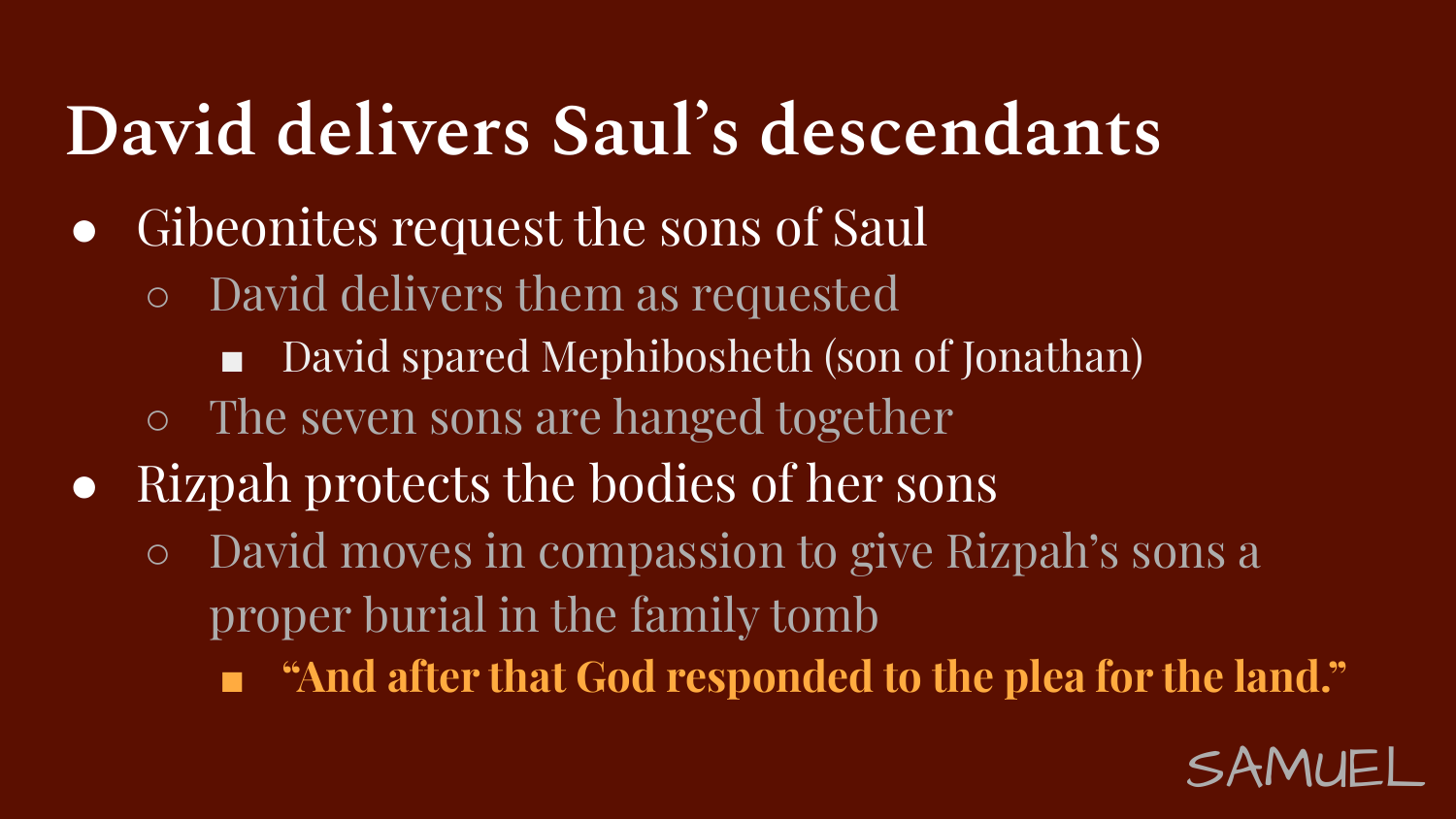# David delivers Saul's descendants

- Gibeonites request the sons of Saul
  - David delivers them as requested
    - David spared Mephibosheth (son of Jonathan)
  - The seven sons are hanged together
- Rizpah protects the bodies of her sons
  - David moves in compassion to give Rizpah's sons a proper burial in the family tomb
    - **"And after that God responded to the plea for the land."**

SAMUEL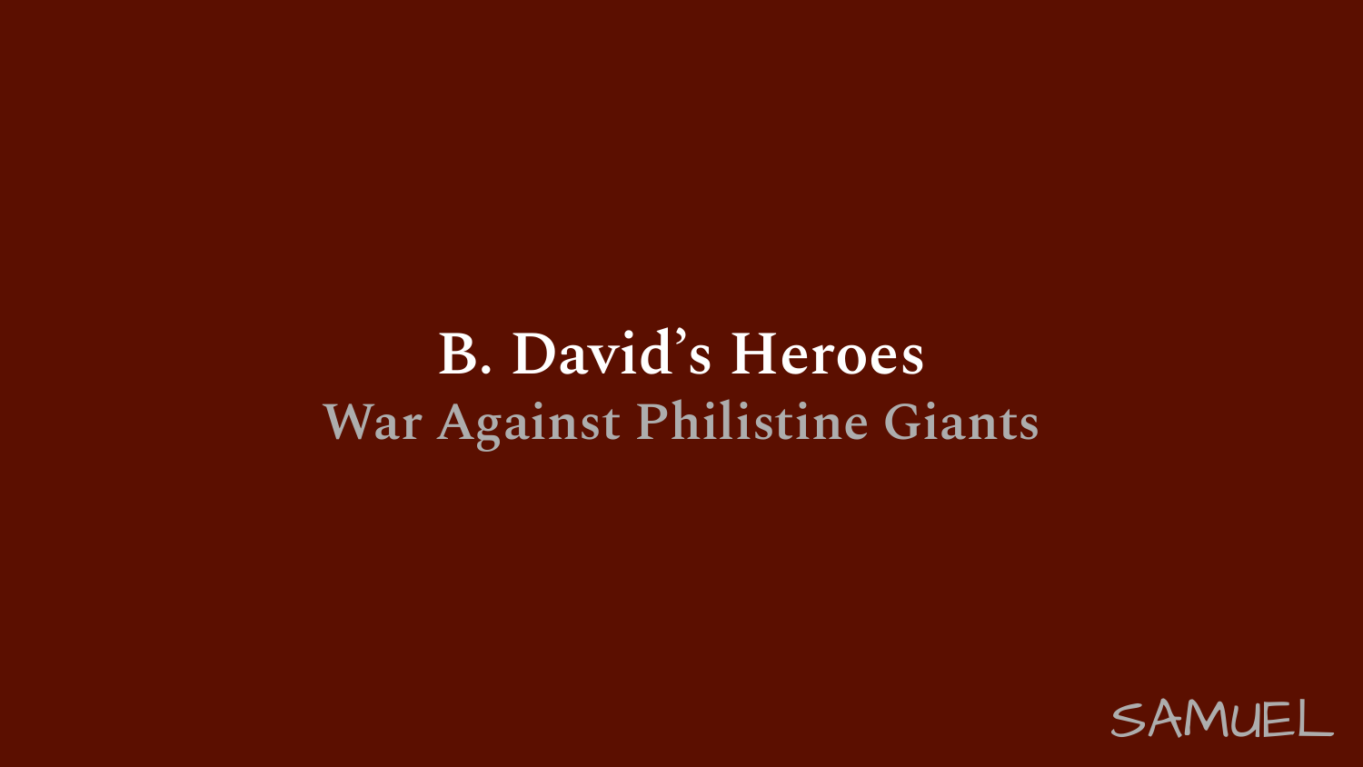# B. David's Heroes

## War Against Philistine Giants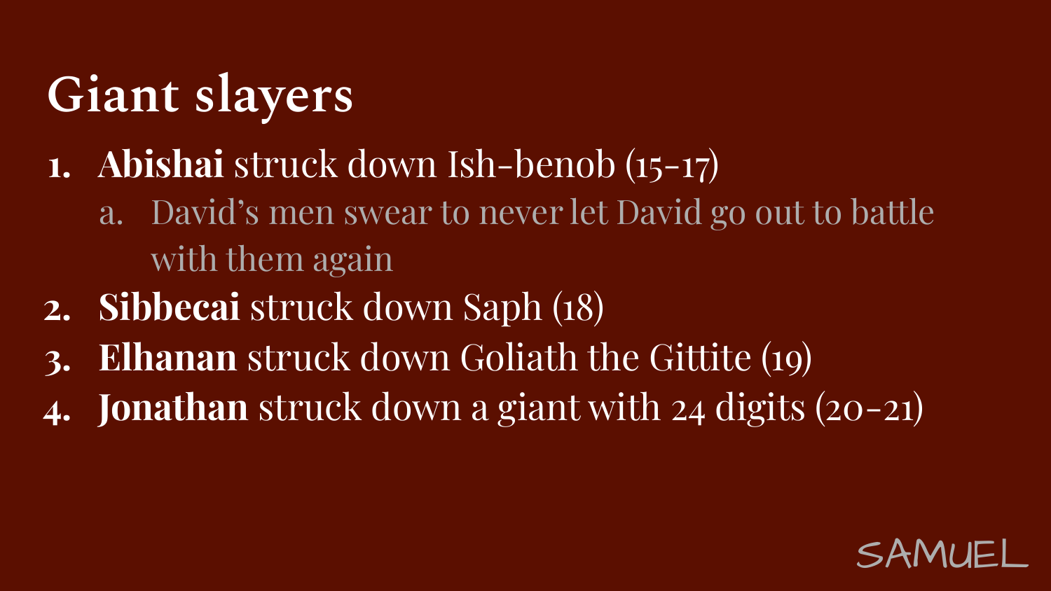# Giant slayers

1. **Abishai** struck down Ish-benob (15-17)
   a. David's men swear to never let David go out to battle with them again
2. **Sibbecai** struck down Saph (18)
3. **Elhanan** struck down Goliath the Gittite (19)
4. **Jonathan** struck down a giant with 24 digits (20-21)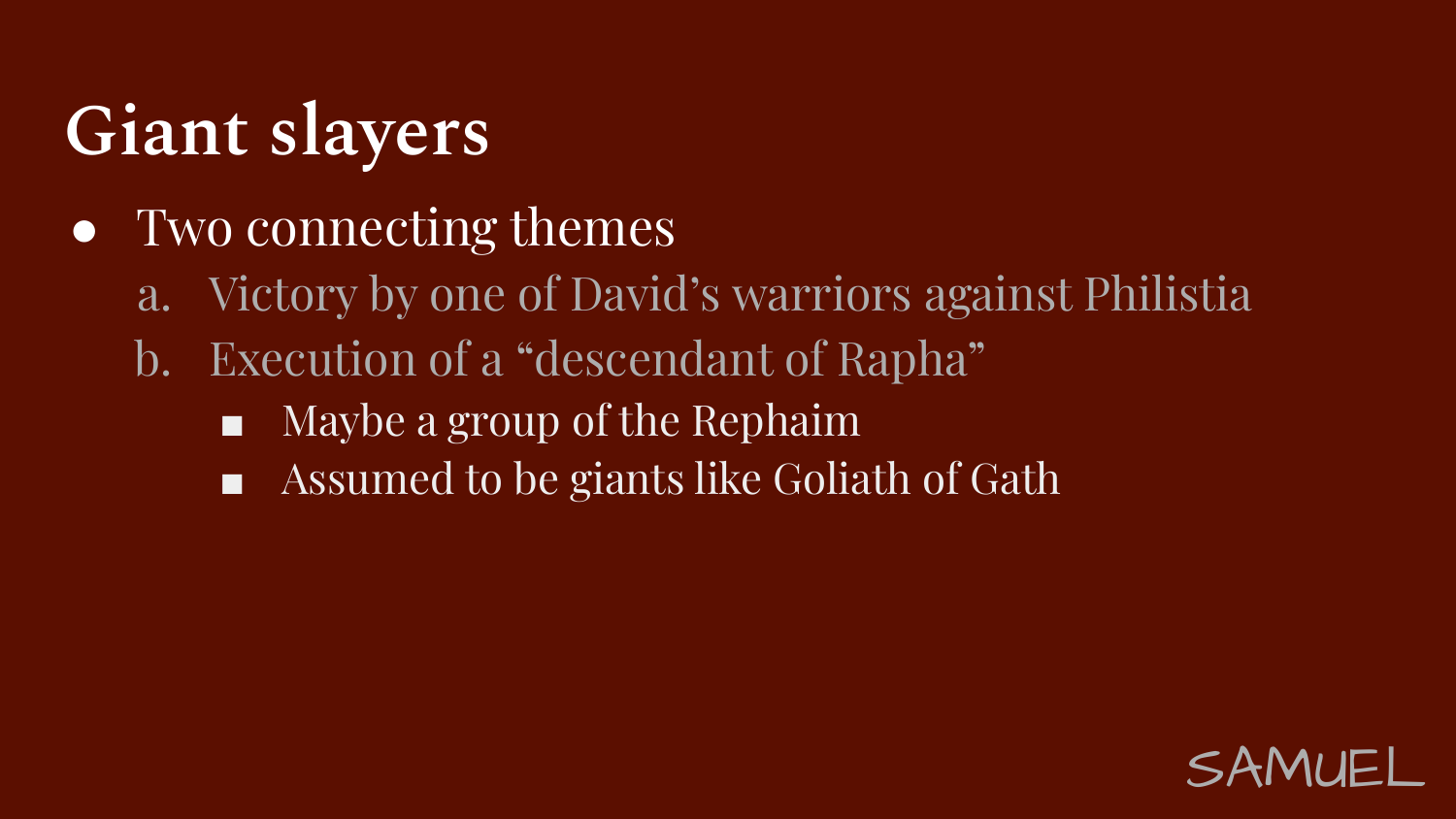# Giant slayers

- Two connecting themes
  a. Victory by one of David's warriors against Philistia
  b. Execution of a "descendant of Rapha"
     - Maybe a group of the Rephaim
     - Assumed to be giants like Goliath of Gath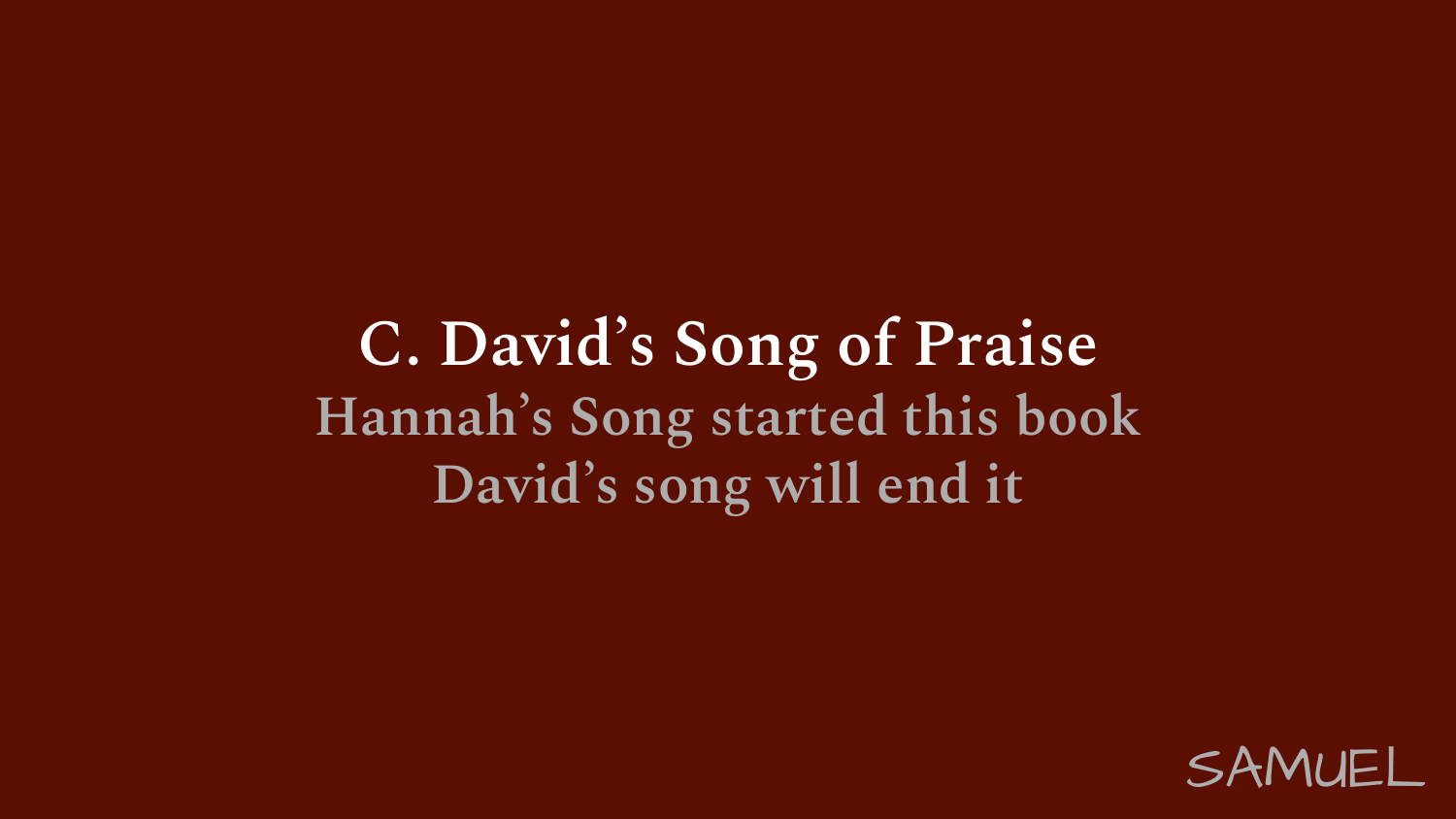## C. David's Song of Praise

Hannah's Song started this book

David's song will end it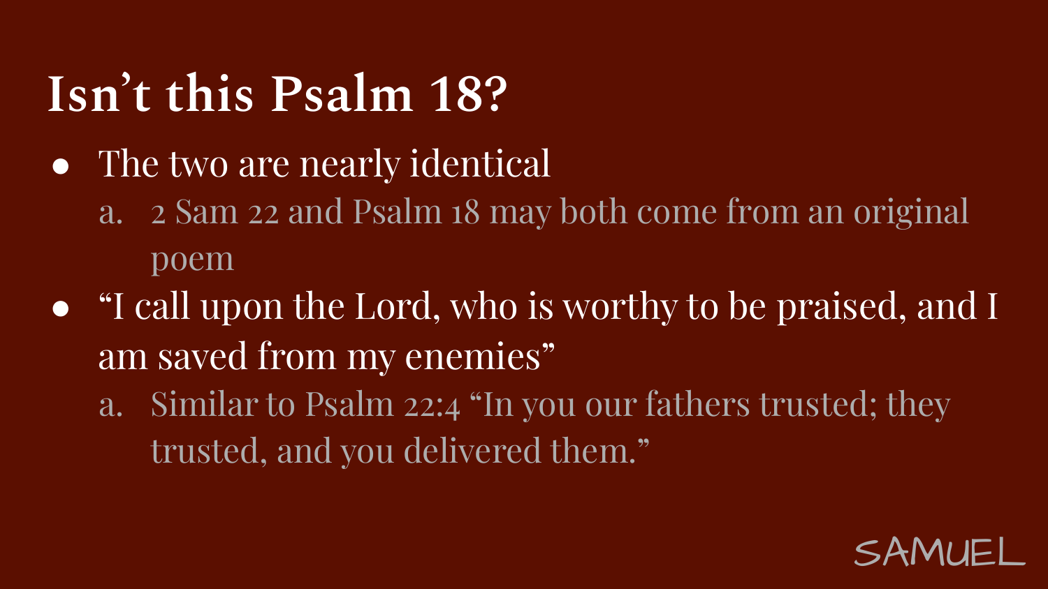# Isn’t this Psalm 18?

- The two are nearly identical
  a. 2 Sam 22 and Psalm 18 may both come from an original poem
- “I call upon the Lord, who is worthy to be praised, and I am saved from my enemies”
  a. Similar to Psalm 22:4 “In you our fathers trusted; they trusted, and you delivered them.”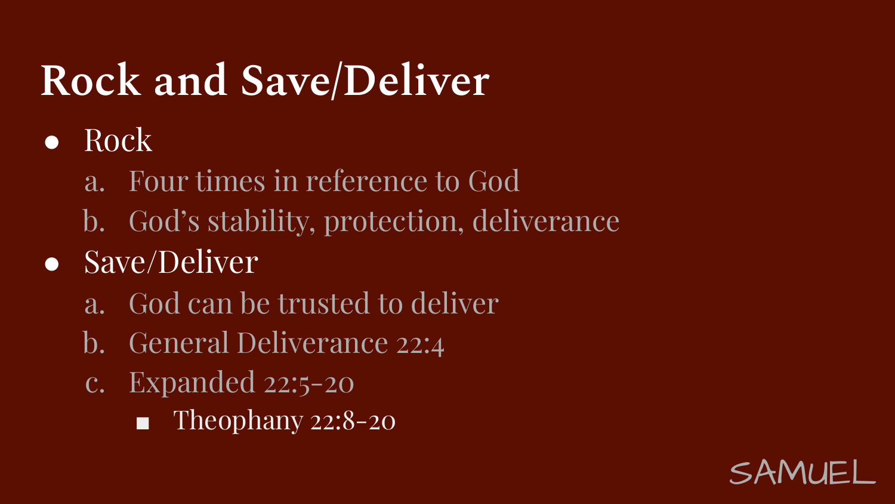# Rock and Save/Deliver

- Rock
  1. Four times in reference to God
  2. God's stability, protection, deliverance
- Save/Deliver
  1. God can be trusted to deliver
  2. General Deliverance 22:4
  3. Expanded 22:5-20
     - Theophany 22:8-20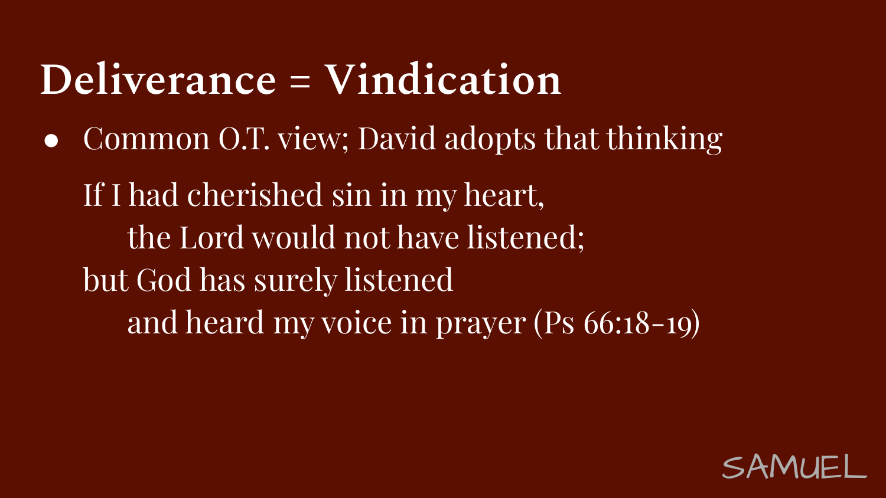# Deliverance = Vindication

- Common O.T. view; David adopts that thinking

  If I had cherished sin in my heart,
      the Lord would not have listened;
  but God has surely listened
      and heard my voice in prayer (Ps 66:18-19)

SAMUEL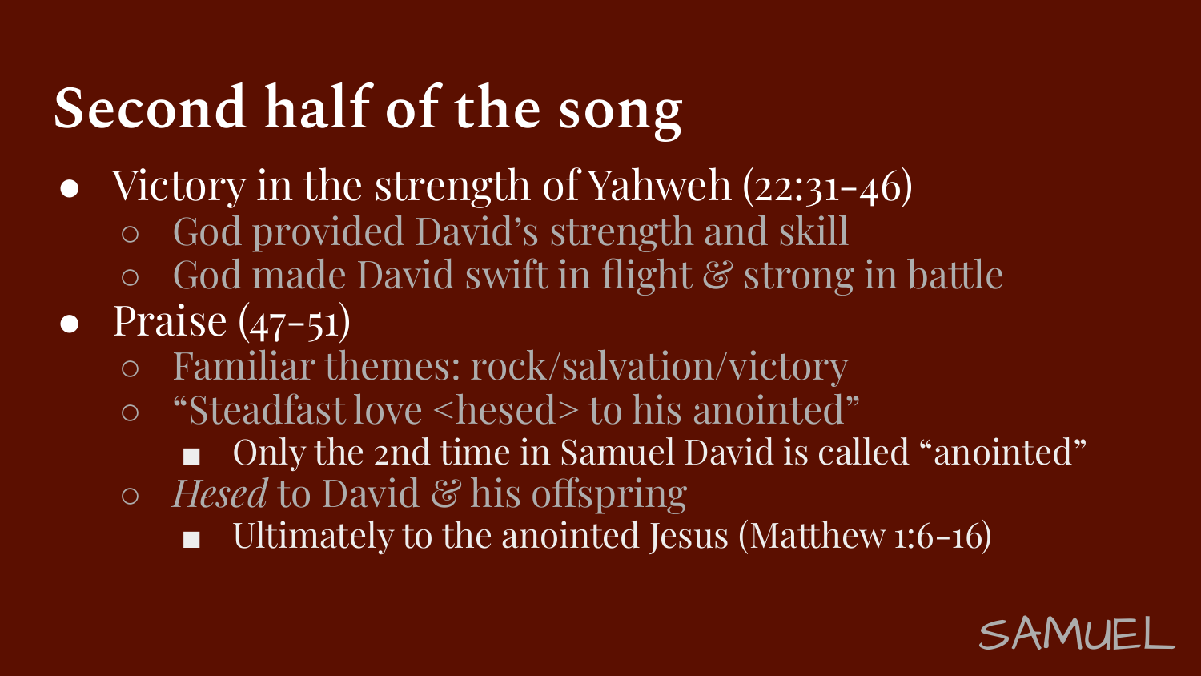# Second half of the song

- Victory in the strength of Yahweh (22:31-46)
  - God provided David's strength and skill
  - God made David swift in flight & strong in battle
- Praise (47-51)
  - Familiar themes: rock/salvation/victory
  - "Steadfast love <hesed> to his anointed"
    - Only the 2nd time in Samuel David is called "anointed"
  - *Hesed* to David & his offspring
    - Ultimately to the anointed Jesus (Matthew 1:6-16)

SAMUEL